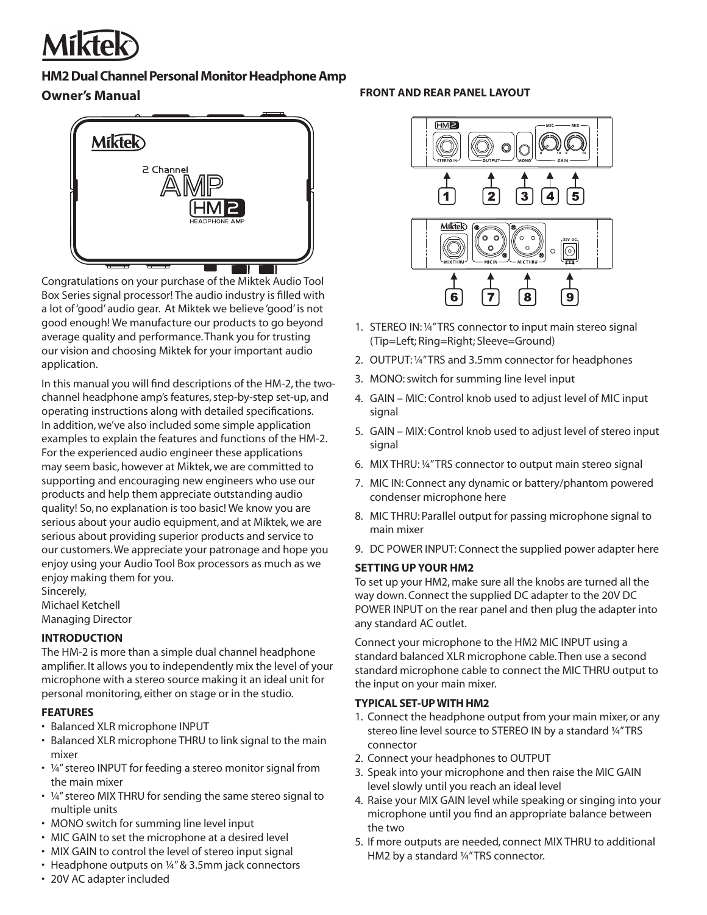# Miktek

## HM2 Dual Channel Personal Monitor Headphone Amp

### Owner's Manual

Congratulations on your purchase of the Miktek Audio Tool Box Series signal processor! The audio industry is filled with a lot of 'good' audio gear. At Miktek we believe 'good' is not good enough! We manufacture our products to go beyond average quality and performance. Thank you for trusting our vision and choosing Miktek for your important audio application.

In this manual you will find descriptions of the HM-2, the two-channel headphone amp's features, step-by-step set-up, and operating instructions along with detailed specifications. In addition, we've also included some simple application examples to explain the features and functions of the HM-2. For the experienced audio engineer these applications may seem basic, however at Miktek, we are committed to supporting and encouraging new engineers who use our products and help them appreciate outstanding audio quality! So, no explanation is too basic! We know you are serious about your audio equipment, and at Miktek, we are serious about providing superior products and service to our customers. We appreciate your patronage and hope you enjoy using your Audio Tool Box processors as much as we enjoy making them for you.

Sincerely,
Michael Ketchell
Managing Director

#### INTRODUCTION

The HM-2 is more than a simple dual channel headphone amplifier. It allows you to independently mix the level of your microphone with a stereo source making it an ideal unit for personal monitoring, either on stage or in the studio.

#### FEATURES

- Balanced XLR microphone INPUT
- Balanced XLR microphone THRU to link signal to the main mixer
- ¼" stereo INPUT for feeding a stereo monitor signal from the main mixer
- ¼" stereo MIX THRU for sending the same stereo signal to multiple units
- MONO switch for summing line level input
- MIC GAIN to set the microphone at a desired level
- MIX GAIN to control the level of stereo input signal
- Headphone outputs on ¼" & 3.5mm jack connectors
- 20V AC adapter included

#### FRONT AND REAR PANEL LAYOUT

1. STEREO IN: ¼" TRS connector to input main stereo signal (Tip=Left; Ring=Right; Sleeve=Ground)
2. OUTPUT: ¼" TRS and 3.5mm connector for headphones
3. MONO: switch for summing line level input
4. GAIN – MIC: Control knob used to adjust level of MIC input signal
5. GAIN – MIX: Control knob used to adjust level of stereo input signal
6. MIX THRU: ¼" TRS connector to output main stereo signal
7. MIC IN: Connect any dynamic or battery/phantom powered condenser microphone here
8. MIC THRU: Parallel output for passing microphone signal to main mixer
9. DC POWER INPUT: Connect the supplied power adapter here

#### SETTING UP YOUR HM2

To set up your HM2, make sure all the knobs are turned all the way down. Connect the supplied DC adapter to the 20V DC POWER INPUT on the rear panel and then plug the adapter into any standard AC outlet.

Connect your microphone to the HM2 MIC INPUT using a standard balanced XLR microphone cable. Then use a second standard microphone cable to connect the MIC THRU output to the input on your main mixer.

#### TYPICAL SET-UP WITH HM2

1. Connect the headphone output from your main mixer, or any stereo line level source to STEREO IN by a standard ¼" TRS connector
2. Connect your headphones to OUTPUT
3. Speak into your microphone and then raise the MIC GAIN level slowly until you reach an ideal level
4. Raise your MIX GAIN level while speaking or singing into your microphone until you find an appropriate balance between the two
5. If more outputs are needed, connect MIX THRU to additional HM2 by a standard ¼" TRS connector.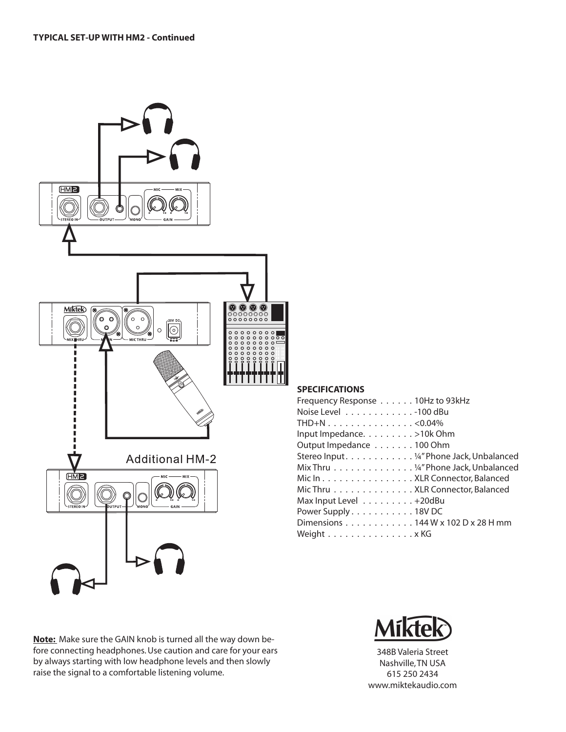**TYPICAL SET-UP WITH HM2 - Continued**

Additional HM-2

**SPECIFICATIONS**

| | |
|---|---|
| Frequency Response | 10Hz to 93kHz |
| Noise Level | -100 dBu |
| THD+N | <0.04% |
| Input Impedance. | >10k Ohm |
| Output Impedance | 100 Ohm |
| Stereo Input | ¼" Phone Jack, Unbalanced |
| Mix Thru | ¼" Phone Jack, Unbalanced |
| Mic In | XLR Connector, Balanced |
| Mic Thru | XLR Connector, Balanced |
| Max Input Level | +20dBu |
| Power Supply | 18V DC |
| Dimensions | 144 W x 102 D x 28 H mm |
| Weight | x KG |

**Note:** Make sure the GAIN knob is turned all the way down before connecting headphones. Use caution and care for your ears by always starting with low headphone levels and then slowly raise the signal to a comfortable listening volume.

Miktek

348B Valeria Street
Nashville, TN USA
615 250 2434
www.miktekaudio.com